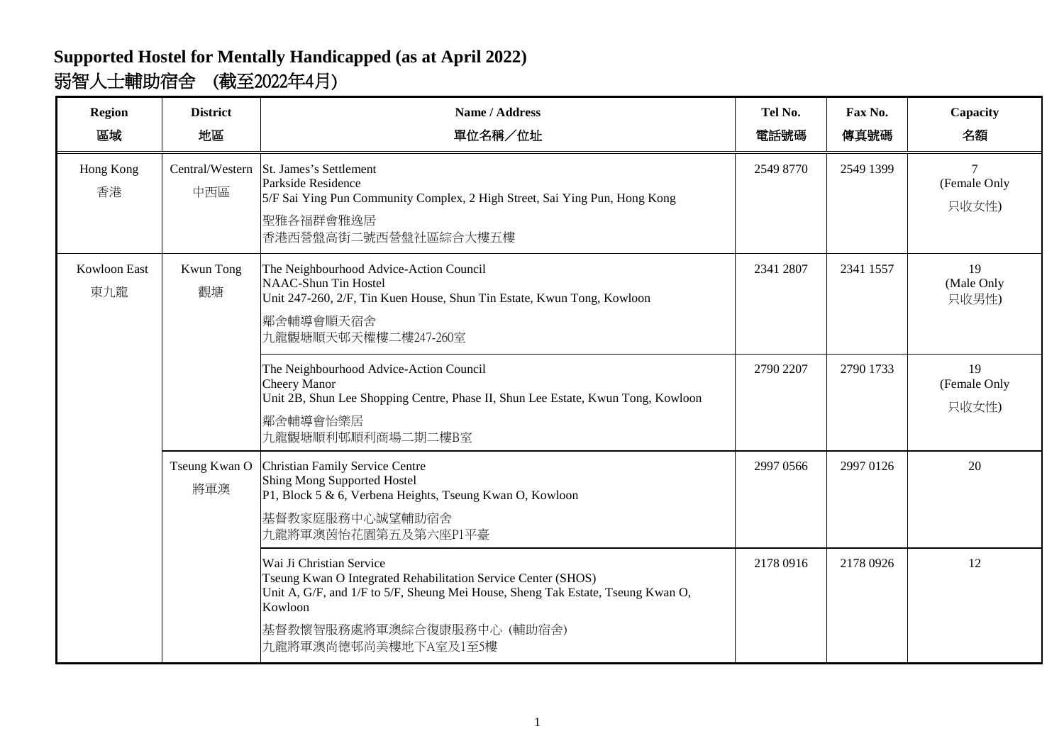# Supported Hostel for Mentally Handicapped (as at April 2022)
# 弱智人士輔助宿舍 (截至2022年4月)

| Region<br>區域 | District<br>地區 | Name / Address<br>單位名稱／位址 | Tel No.<br>電話號碼 | Fax No.<br>傳真號碼 | Capacity<br>名額 |
| --- | --- | --- | --- | --- | --- |
| Hong Kong<br>香港 | Central/Western<br>中西區 | St. James's Settlement<br>Parkside Residence<br>5/F Sai Ying Pun Community Complex, 2 High Street, Sai Ying Pun, Hong Kong<br>聖雅各福群會雅逸居<br>香港西營盤高街二號西營盤社區綜合大樓五樓 | 2549 8770 | 2549 1399 | 7<br>(Female Only<br>只收女性) |
| Kowloon East<br>東九龍 | Kwun Tong<br>觀塘 | The Neighbourhood Advice-Action Council<br>NAAC-Shun Tin Hostel<br>Unit 247-260, 2/F, Tin Kuen House, Shun Tin Estate, Kwun Tong, Kowloon<br>鄰舍輔導會順天宿舍<br>九龍觀塘順天邨天權樓二樓247-260室 | 2341 2807 | 2341 1557 | 19<br>(Male Only<br>只收男性) |
| | | The Neighbourhood Advice-Action Council<br>Cheery Manor<br>Unit 2B, Shun Lee Shopping Centre, Phase II, Shun Lee Estate, Kwun Tong, Kowloon<br>鄰舍輔導會怡樂居<br>九龍觀塘順利邨順利商場二期二樓B室 | 2790 2207 | 2790 1733 | 19<br>(Female Only<br>只收女性) |
| | Tseung Kwan O<br>將軍澳 | Christian Family Service Centre<br>Shing Mong Supported Hostel<br>P1, Block 5 & 6, Verbena Heights, Tseung Kwan O, Kowloon<br>基督教家庭服務中心誠望輔助宿舍<br>九龍將軍澳茵怡花園第五及第六座P1平臺 | 2997 0566 | 2997 0126 | 20 |
| | | Wai Ji Christian Service<br>Tseung Kwan O Integrated Rehabilitation Service Center (SHOS)<br>Unit A, G/F, and 1/F to 5/F, Sheung Mei House, Sheng Tak Estate, Tseung Kwan O, Kowloon<br>基督教懷智服務處將軍澳綜合復康服務中心 (輔助宿舍)<br>九龍將軍澳尚德邨尚美樓地下A室及1至5樓 | 2178 0916 | 2178 0926 | 12 |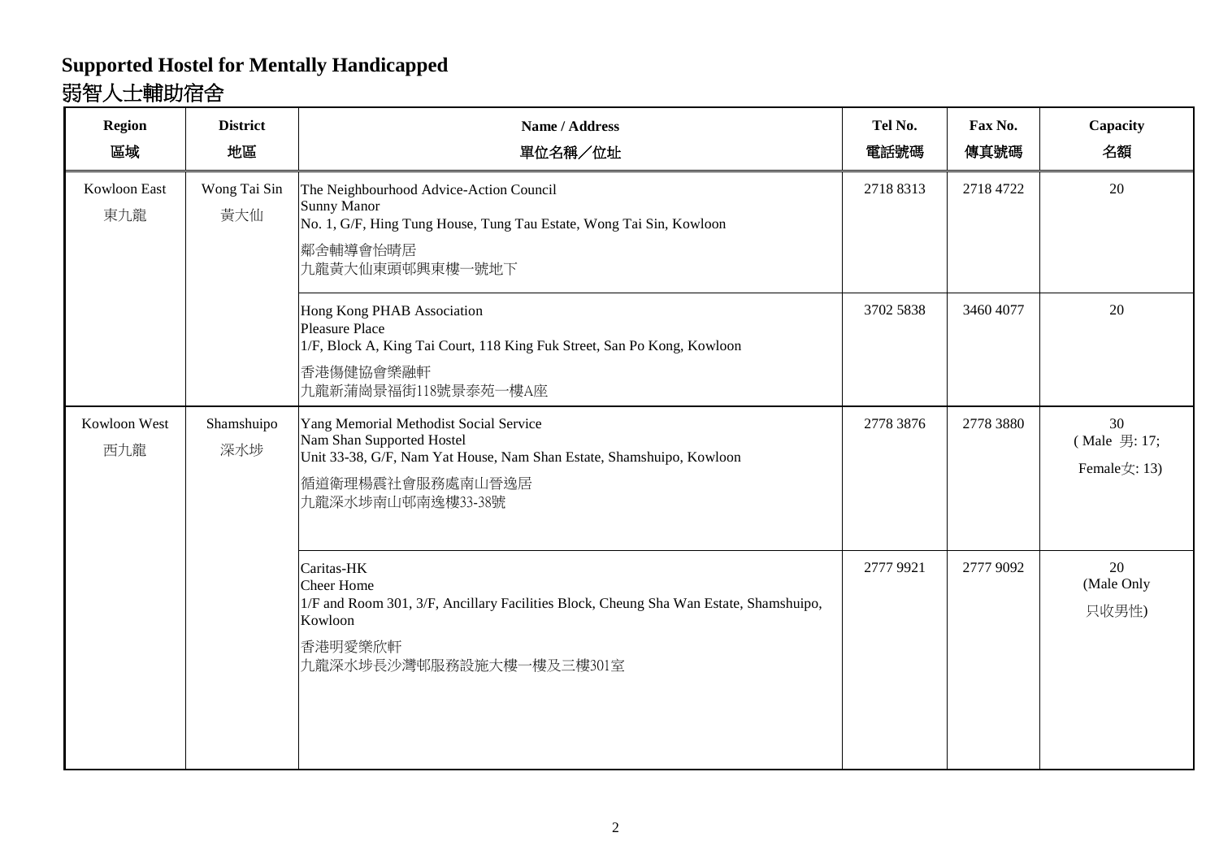# Supported Hostel for Mentally Handicapped
# 弱智人士輔助宿舍

| Region<br>區域 | District<br>地區 | Name / Address<br>單位名稱／位址 | Tel No.<br>電話號碼 | Fax No.<br>傳真號碼 | Capacity<br>名額 |
|---|---|---|---|---|---|
| Kowloon East<br>東九龍 | Wong Tai Sin<br>黃大仙 | The Neighbourhood Advice-Action Council<br>Sunny Manor<br>No. 1, G/F, Hing Tung House, Tung Tau Estate, Wong Tai Sin, Kowloon<br>鄰舍輔導會怡晴居<br>九龍黃大仙東頭邨興東樓一號地下 | 2718 8313 | 2718 4722 | 20 |
| | | Hong Kong PHAB Association<br>Pleasure Place<br>1/F, Block A, King Tai Court, 118 King Fuk Street, San Po Kong, Kowloon<br>香港傷健協會樂融軒<br>九龍新蒲崗景福街118號景泰苑一樓A座 | 3702 5838 | 3460 4077 | 20 |
| Kowloon West<br>西九龍 | Shamshuipo<br>深水埗 | Yang Memorial Methodist Social Service<br>Nam Shan Supported Hostel<br>Unit 33-38, G/F, Nam Yat House, Nam Shan Estate, Shamshuipo, Kowloon<br>循道衛理楊震社會服務處南山晉逸居<br>九龍深水埗南山邨南逸樓33-38號 | 2778 3876 | 2778 3880 | 30<br>( Male 男: 17;<br>Female女: 13) |
| | | Caritas-HK<br>Cheer Home<br>1/F and Room 301, 3/F, Ancillary Facilities Block, Cheung Sha Wan Estate, Shamshuipo, Kowloon<br>香港明愛樂欣軒<br>九龍深水埗長沙灣邨服務設施大樓一樓及三樓301室 | 2777 9921 | 2777 9092 | 20<br>(Male Only<br>只收男性) |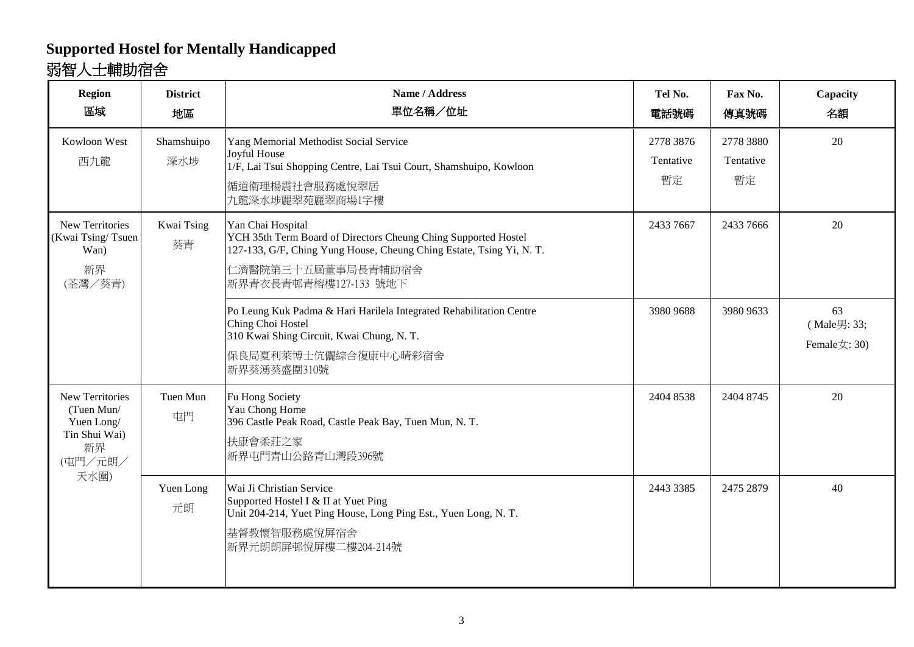# Supported Hostel for Mentally Handicapped
# 弱智人士輔助宿舍

| Region<br>區域 | District<br>地區 | Name / Address<br>單位名稱／位址 | Tel No.<br>電話號碼 | Fax No.<br>傳真號碼 | Capacity<br>名額 |
|---|---|---|---|---|---|
| Kowloon West<br>西九龍 | Shamshuipo<br>深水埗 | Yang Memorial Methodist Social Service<br>Joyful House<br>1/F, Lai Tsui Shopping Centre, Lai Tsui Court, Shamshuipo, Kowloon<br>循道衛理楊震社會服務處悅翠居<br>九龍深水埗麗翠苑麗翠商場1字樓 | 2778 3876<br>Tentative<br>暫定 | 2778 3880<br>Tentative<br>暫定 | 20 |
| New Territories (Kwai Tsing/ Tsuen Wan)<br>新界<br>(荃灣／葵青) | Kwai Tsing<br>葵青 | Yan Chai Hospital<br>YCH 35th Term Board of Directors Cheung Ching Supported Hostel<br>127-133, G/F, Ching Yung House, Cheung Ching Estate, Tsing Yi, N. T.<br>仁濟醫院第三十五屆董事局長青輔助宿舍<br>新界青衣長青邨青榕樓127-133 號地下 | 2433 7667 | 2433 7666 | 20 |
| | | Po Leung Kuk Padma & Hari Harilela Integrated Rehabilitation Centre<br>Ching Choi Hostel<br>310 Kwai Shing Circuit, Kwai Chung, N. T.<br>保良局夏利萊博士伉儷綜合復康中心晴彩宿舍<br>新界葵湧葵盛圍310號 | 3980 9688 | 3980 9633 | 63<br>( Male男: 33;<br>Female女: 30) |
| New Territories (Tuen Mun/ Yuen Long/ Tin Shui Wai)<br>新界<br>(屯門／元朗／天水圍) | Tuen Mun<br>屯門 | Fu Hong Society<br>Yau Chong Home<br>396 Castle Peak Road, Castle Peak Bay, Tuen Mun, N. T.<br>扶康會柔莊之家<br>新界屯門青山公路青山灣段396號 | 2404 8538 | 2404 8745 | 20 |
| | Yuen Long<br>元朗 | Wai Ji Christian Service<br>Supported Hostel I & II at Yuet Ping<br>Unit 204-214, Yuet Ping House, Long Ping Est., Yuen Long, N. T.<br>基督教懷智服務處悅屏宿舍<br>新界元朗朗屏邨悅屏樓二樓204-214號 | 2443 3385 | 2475 2879 | 40 |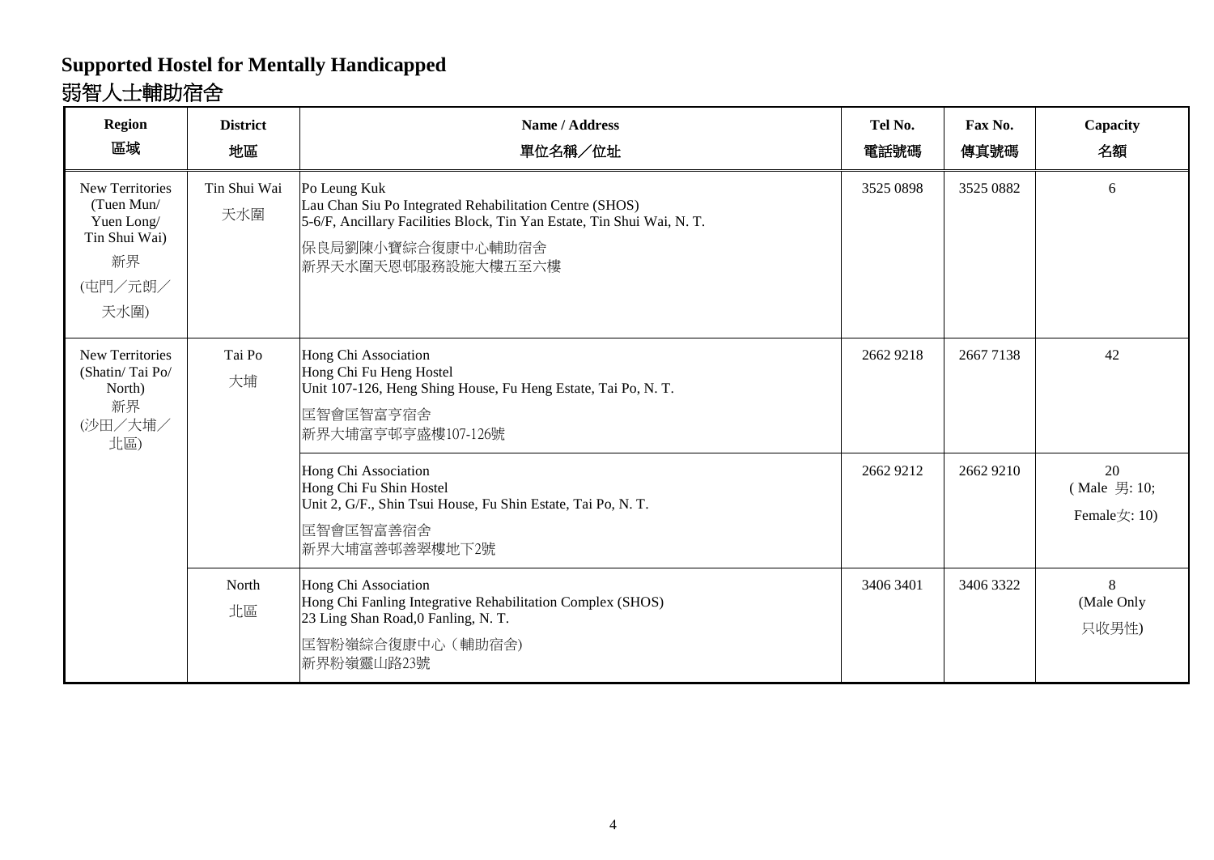# Supported Hostel for Mentally Handicapped
# 弱智人士輔助宿舍

| Region<br>區域 | District<br>地區 | Name / Address<br>單位名稱／位址 | Tel No.<br>電話號碼 | Fax No.<br>傳真號碼 | Capacity<br>名額 |
|---|---|---|---|---|---|
| New Territories (Tuen Mun/ Yuen Long/ Tin Shui Wai)<br>新界<br>(屯門／元朗／天水圍) | Tin Shui Wai<br>天水圍 | Po Leung Kuk<br>Lau Chan Siu Po Integrated Rehabilitation Centre (SHOS)<br>5-6/F, Ancillary Facilities Block, Tin Yan Estate, Tin Shui Wai, N. T.<br>保良局劉陳小寶綜合復康中心輔助宿舍<br>新界天水圍天恩邨服務設施大樓五至六樓 | 3525 0898 | 3525 0882 | 6 |
| New Territories (Shatin/ Tai Po/ North)<br>新界<br>(沙田／大埔／北區) | Tai Po<br>大埔 | Hong Chi Association<br>Hong Chi Fu Heng Hostel<br>Unit 107-126, Heng Shing House, Fu Heng Estate, Tai Po, N. T.<br>匡智會匡智富亨宿舍<br>新界大埔富亨邨亨盛樓107-126號 | 2662 9218 | 2667 7138 | 42 |
| | | Hong Chi Association<br>Hong Chi Fu Shin Hostel<br>Unit 2, G/F., Shin Tsui House, Fu Shin Estate, Tai Po, N. T.<br>匡智會匡智富善宿舍<br>新界大埔富善邨善翠樓地下2號 | 2662 9212 | 2662 9210 | 20<br>( Male 男: 10;<br>Female女: 10) |
| | North<br>北區 | Hong Chi Association<br>Hong Chi Fanling Integrative Rehabilitation Complex (SHOS)<br>23 Ling Shan Road,0 Fanling, N. T.<br>匡智粉嶺綜合復康中心（輔助宿舍)<br>新界粉嶺靈山路23號 | 3406 3401 | 3406 3322 | 8<br>(Male Only<br>只收男性) |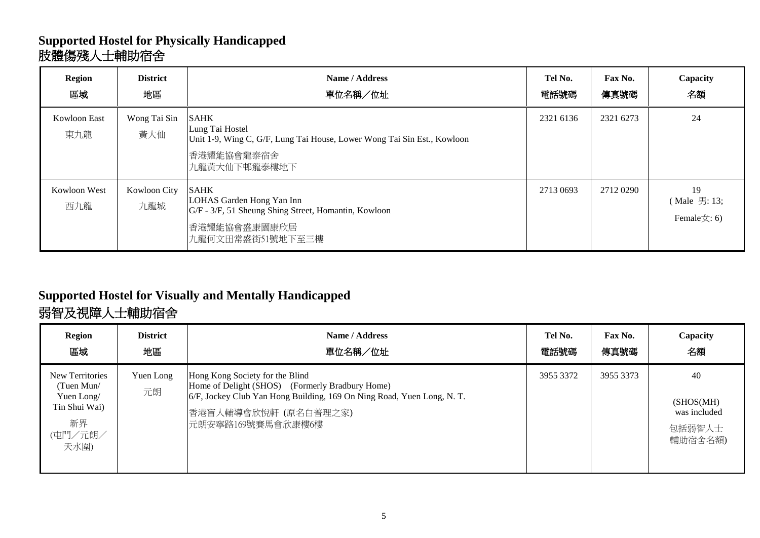## Supported Hostel for Physically Handicapped
## 肢體傷殘人士輔助宿舍

| Region<br>區域 | District<br>地區 | Name / Address<br>單位名稱／位址 | Tel No.<br>電話號碼 | Fax No.<br>傳真號碼 | Capacity<br>名額 |
|---|---|---|---|---|---|
| Kowloon East<br>東九龍 | Wong Tai Sin<br>黃大仙 | SAHK<br>Lung Tai Hostel<br>Unit 1-9, Wing C, G/F, Lung Tai House, Lower Wong Tai Sin Est., Kowloon<br>香港耀能協會龍泰宿舍<br>九龍黃大仙下邨龍泰樓地下 | 2321 6136 | 2321 6273 | 24 |
| Kowloon West<br>西九龍 | Kowloon City<br>九龍城 | SAHK<br>LOHAS Garden Hong Yan Inn<br>G/F - 3/F, 51 Sheung Shing Street, Homantin, Kowloon<br>香港耀能協會盛康園康欣居<br>九龍何文田常盛街51號地下至三樓 | 2713 0693 | 2712 0290 | 19<br>( Male 男: 13;<br>Female女: 6) |

## Supported Hostel for Visually and Mentally Handicapped
## 弱智及視障人士輔助宿舍

| Region<br>區域 | District<br>地區 | Name / Address<br>單位名稱／位址 | Tel No.<br>電話號碼 | Fax No.<br>傳真號碼 | Capacity<br>名額 |
|---|---|---|---|---|---|
| New Territories (Tuen Mun/ Yuen Long/ Tin Shui Wai)<br>新界 (屯門／元朗／天水圍) | Yuen Long<br>元朗 | Hong Kong Society for the Blind<br>Home of Delight (SHOS) (Formerly Bradbury Home)<br>6/F, Jockey Club Yan Hong Building, 169 On Ning Road, Yuen Long, N. T.<br>香港盲人輔導會欣悅軒 (原名白普理之家)<br>元朗安寧路169號賽馬會欣康樓6樓 | 3955 3372 | 3955 3373 | 40<br>(SHOS(MH) was included<br>包括弱智人士輔助宿舍名額) |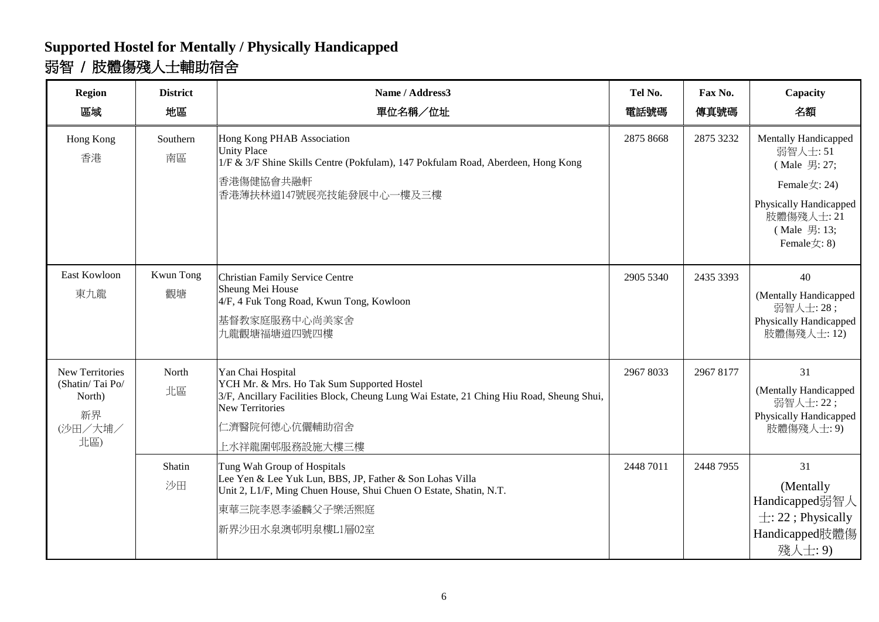# Supported Hostel for Mentally / Physically Handicapped

# 弱智 / 肢體傷殘人士輔助宿舍

| Region<br>區域 | District<br>地區 | Name / Address3<br>單位名稱／位址 | Tel No.<br>電話號碼 | Fax No.<br>傳真號碼 | Capacity<br>名額 |
|---|---|---|---|---|---|
| Hong Kong<br>香港 | Southern<br>南區 | Hong Kong PHAB Association<br>Unity Place<br>1/F & 3/F Shine Skills Centre (Pokfulam), 147 Pokfulam Road, Aberdeen, Hong Kong<br>香港傷健協會共融軒<br>香港薄扶林道147號展亮技能發展中心一樓及三樓 | 2875 8668 | 2875 3232 | Mentally Handicapped 弱智人士: 51 ( Male 男: 27; Female女: 24)<br>Physically Handicapped 肢體傷殘人士: 21 ( Male 男: 13; Female女: 8) |
| East Kowloon<br>東九龍 | Kwun Tong<br>觀塘 | Christian Family Service Centre<br>Sheung Mei House<br>4/F, 4 Fuk Tong Road, Kwun Tong, Kowloon<br>基督教家庭服務中心尚美家舍<br>九龍觀塘福塘道四號四樓 | 2905 5340 | 2435 3393 | 40<br>(Mentally Handicapped 弱智人士: 28 ; Physically Handicapped 肢體傷殘人士: 12) |
| New Territories (Shatin/ Tai Po/ North)<br>新界 (沙田／大埔／北區) | North<br>北區 | Yan Chai Hospital<br>YCH Mr. & Mrs. Ho Tak Sum Supported Hostel<br>3/F, Ancillary Facilities Block, Cheung Lung Wai Estate, 21 Ching Hiu Road, Sheung Shui, New Territories<br>仁濟醫院何德心伉儷輔助宿舍<br>上水祥龍圍邨服務設施大樓三樓 | 2967 8033 | 2967 8177 | 31<br>(Mentally Handicapped 弱智人士: 22 ; Physically Handicapped 肢體傷殘人士: 9) |
| | Shatin<br>沙田 | Tung Wah Group of Hospitals<br>Lee Yen & Lee Yuk Lun, BBS, JP, Father & Son Lohas Villa<br>Unit 2, L1/F, Ming Chuen House, Shui Chuen O Estate, Shatin, N.T.<br>東華三院李恩李鋈麟父子樂活熙庭<br>新界沙田水泉澳邨明泉樓L1層02室 | 2448 7011 | 2448 7955 | 31<br>(Mentally Handicapped弱智人士: 22 ; Physically Handicapped肢體傷殘人士: 9) |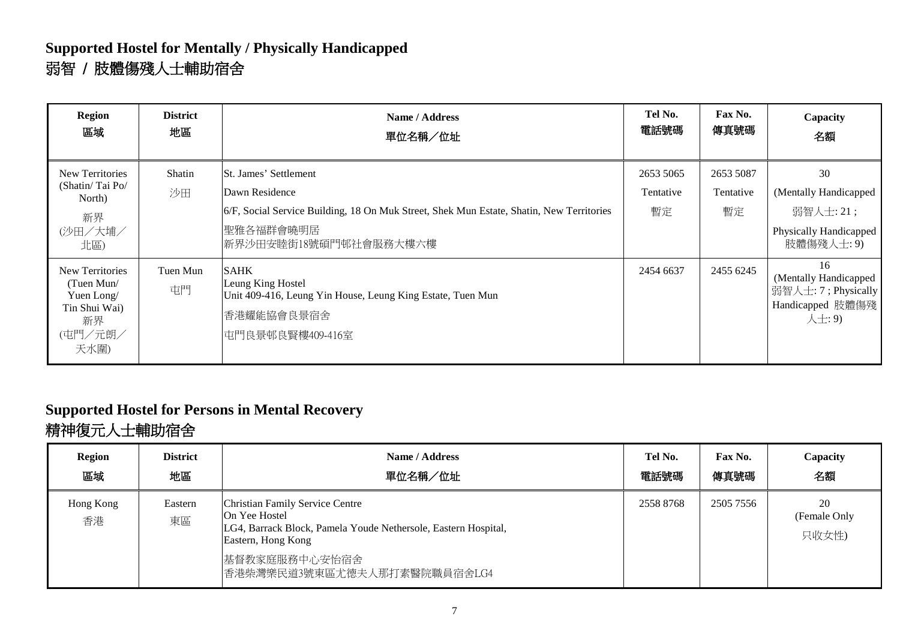## Supported Hostel for Mentally / Physically Handicapped
## 弱智 / 肢體傷殘人士輔助宿舍

| Region<br>區域 | District<br>地區 | Name / Address<br>單位名稱／位址 | Tel No.<br>電話號碼 | Fax No.<br>傳真號碼 | Capacity<br>名額 |
|---|---|---|---|---|---|
| New Territories (Shatin/ Tai Po/ North)<br>新界<br>(沙田／大埔／北區) | Shatin<br>沙田 | St. James' Settlement<br>Dawn Residence<br>6/F, Social Service Building, 18 On Muk Street, Shek Mun Estate, Shatin, New Territories<br>聖雅各福群會曉明居<br>新界沙田安睦街18號碩門邨社會服務大樓六樓 | 2653 5065<br>Tentative<br>暫定 | 2653 5087<br>Tentative<br>暫定 | 30<br>(Mentally Handicapped<br>弱智人士: 21 ;<br>Physically Handicapped<br>肢體傷殘人士: 9) |
| New Territories (Tuen Mun/ Yuen Long/ Tin Shui Wai)<br>新界<br>(屯門／元朗／天水圍) | Tuen Mun<br>屯門 | SAHK<br>Leung King Hostel<br>Unit 409-416, Leung Yin House, Leung King Estate, Tuen Mun<br>香港耀能協會良景宿舍<br>屯門良景邨良賢樓409-416室 | 2454 6637 | 2455 6245 | 16<br>(Mentally Handicapped<br>弱智人士: 7 ; Physically Handicapped 肢體傷殘人士: 9) |

## Supported Hostel for Persons in Mental Recovery
## 精神復元人士輔助宿舍

| Region<br>區域 | District<br>地區 | Name / Address<br>單位名稱／位址 | Tel No.<br>電話號碼 | Fax No.<br>傳真號碼 | Capacity<br>名額 |
|---|---|---|---|---|---|
| Hong Kong<br>香港 | Eastern<br>東區 | Christian Family Service Centre<br>On Yee Hostel<br>LG4, Barrack Block, Pamela Youde Nethersole, Eastern Hospital, Eastern, Hong Kong<br>基督教家庭服務中心安怡宿舍<br>香港柴灣樂民道3號東區尤德夫人那打素醫院職員宿舍LG4 | 2558 8768 | 2505 7556 | 20<br>(Female Only<br>只收女性) |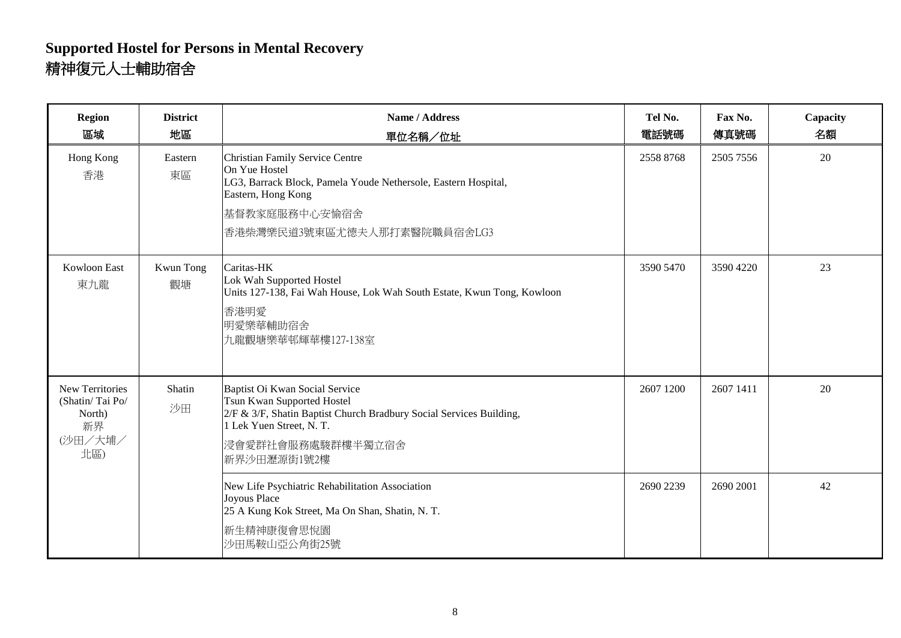# Supported Hostel for Persons in Mental Recovery
# 精神復元人士輔助宿舍

| Region<br>區域 | District<br>地區 | Name / Address<br>單位名稱／位址 | Tel No.<br>電話號碼 | Fax No.<br>傳真號碼 | Capacity<br>名額 |
|---|---|---|---|---|---|
| Hong Kong<br>香港 | Eastern<br>東區 | Christian Family Service Centre<br>On Yue Hostel<br>LG3, Barrack Block, Pamela Youde Nethersole, Eastern Hospital, Eastern, Hong Kong<br>基督教家庭服務中心安愉宿舍<br>香港柴灣樂民道3號東區尤德夫人那打素醫院職員宿舍LG3 | 2558 8768 | 2505 7556 | 20 |
| Kowloon East<br>東九龍 | Kwun Tong<br>觀塘 | Caritas-HK<br>Lok Wah Supported Hostel<br>Units 127-138, Fai Wah House, Lok Wah South Estate, Kwun Tong, Kowloon<br>香港明愛<br>明愛樂華輔助宿舍<br>九龍觀塘樂華邨輝華樓127-138室 | 3590 5470 | 3590 4220 | 23 |
| New Territories (Shatin/ Tai Po/ North)<br>新界<br>(沙田／大埔／北區) | Shatin<br>沙田 | Baptist Oi Kwan Social Service<br>Tsun Kwan Supported Hostel<br>2/F & 3/F, Shatin Baptist Church Bradbury Social Services Building, 1 Lek Yuen Street, N. T.<br>浸會愛群社會服務處駿群樓半獨立宿舍<br>新界沙田瀝源街1號2樓 | 2607 1200 | 2607 1411 | 20 |
| | | New Life Psychiatric Rehabilitation Association<br>Joyous Place<br>25 A Kung Kok Street, Ma On Shan, Shatin, N. T.<br>新生精神康復會思悅園<br>沙田馬鞍山亞公角街25號 | 2690 2239 | 2690 2001 | 42 |